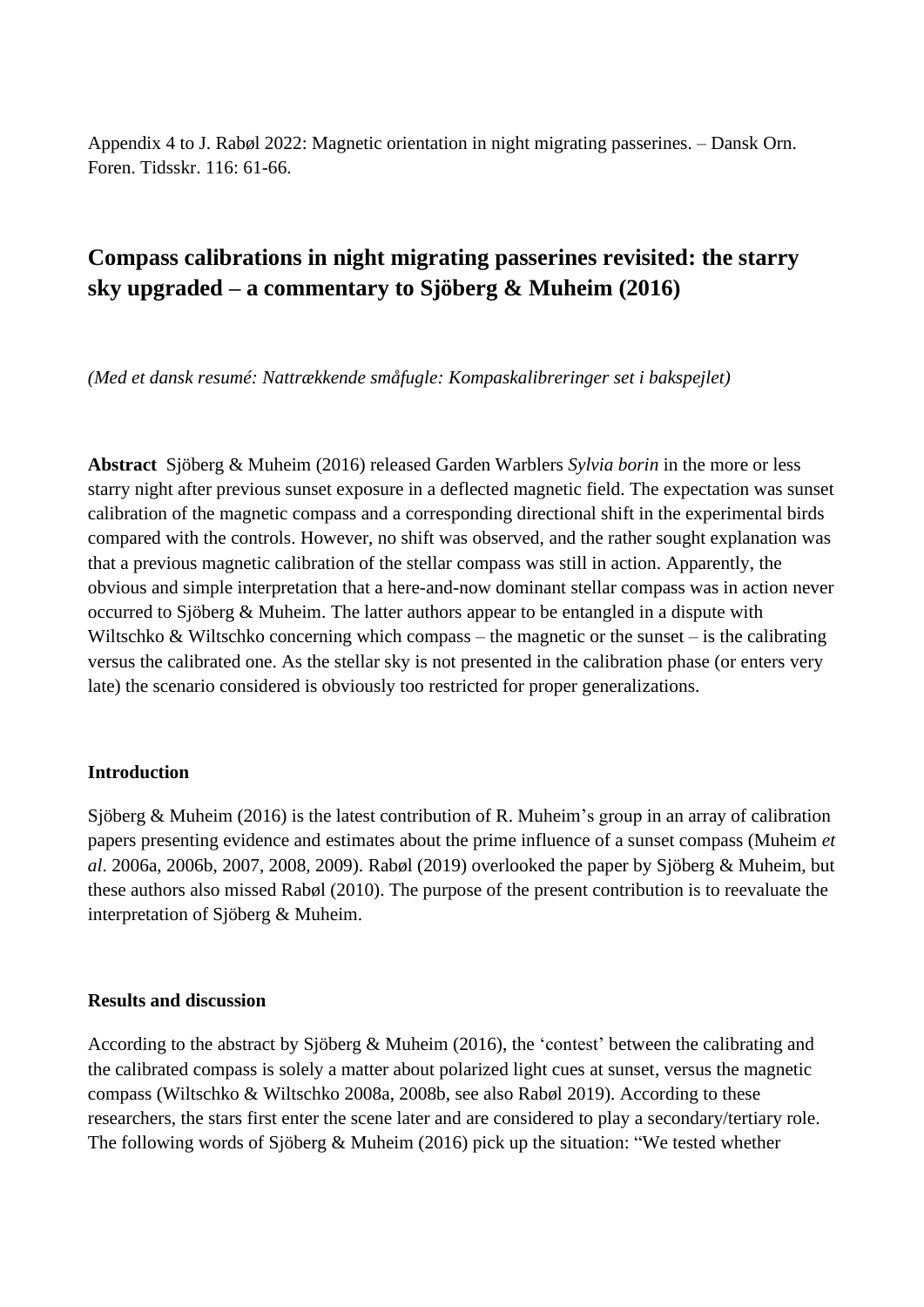Appendix 4 to J. Rabøl 2022: Magnetic orientation in night migrating passerines. – Dansk Orn. Foren. Tidsskr. 116: 61-66.

# Compass calibrations in night migrating passerines revisited: the starry sky upgraded – a commentary to Sjöberg & Muheim (2016)

*(Med et dansk resumé: Nattrækkende småfugle: Kompaskalibreringer set i bakspejlet)*

**Abstract** Sjöberg & Muheim (2016) released Garden Warblers *Sylvia borin* in the more or less starry night after previous sunset exposure in a deflected magnetic field. The expectation was sunset calibration of the magnetic compass and a corresponding directional shift in the experimental birds compared with the controls. However, no shift was observed, and the rather sought explanation was that a previous magnetic calibration of the stellar compass was still in action. Apparently, the obvious and simple interpretation that a here-and-now dominant stellar compass was in action never occurred to Sjöberg & Muheim. The latter authors appear to be entangled in a dispute with Wiltschko & Wiltschko concerning which compass – the magnetic or the sunset – is the calibrating versus the calibrated one. As the stellar sky is not presented in the calibration phase (or enters very late) the scenario considered is obviously too restricted for proper generalizations.

## Introduction

Sjöberg & Muheim (2016) is the latest contribution of R. Muheim's group in an array of calibration papers presenting evidence and estimates about the prime influence of a sunset compass (Muheim *et al*. 2006a, 2006b, 2007, 2008, 2009). Rabøl (2019) overlooked the paper by Sjöberg & Muheim, but these authors also missed Rabøl (2010). The purpose of the present contribution is to reevaluate the interpretation of Sjöberg & Muheim.

## Results and discussion

According to the abstract by Sjöberg & Muheim (2016), the 'contest' between the calibrating and the calibrated compass is solely a matter about polarized light cues at sunset, versus the magnetic compass (Wiltschko & Wiltschko 2008a, 2008b, see also Rabøl 2019). According to these researchers, the stars first enter the scene later and are considered to play a secondary/tertiary role. The following words of Sjöberg & Muheim (2016) pick up the situation: "We tested whether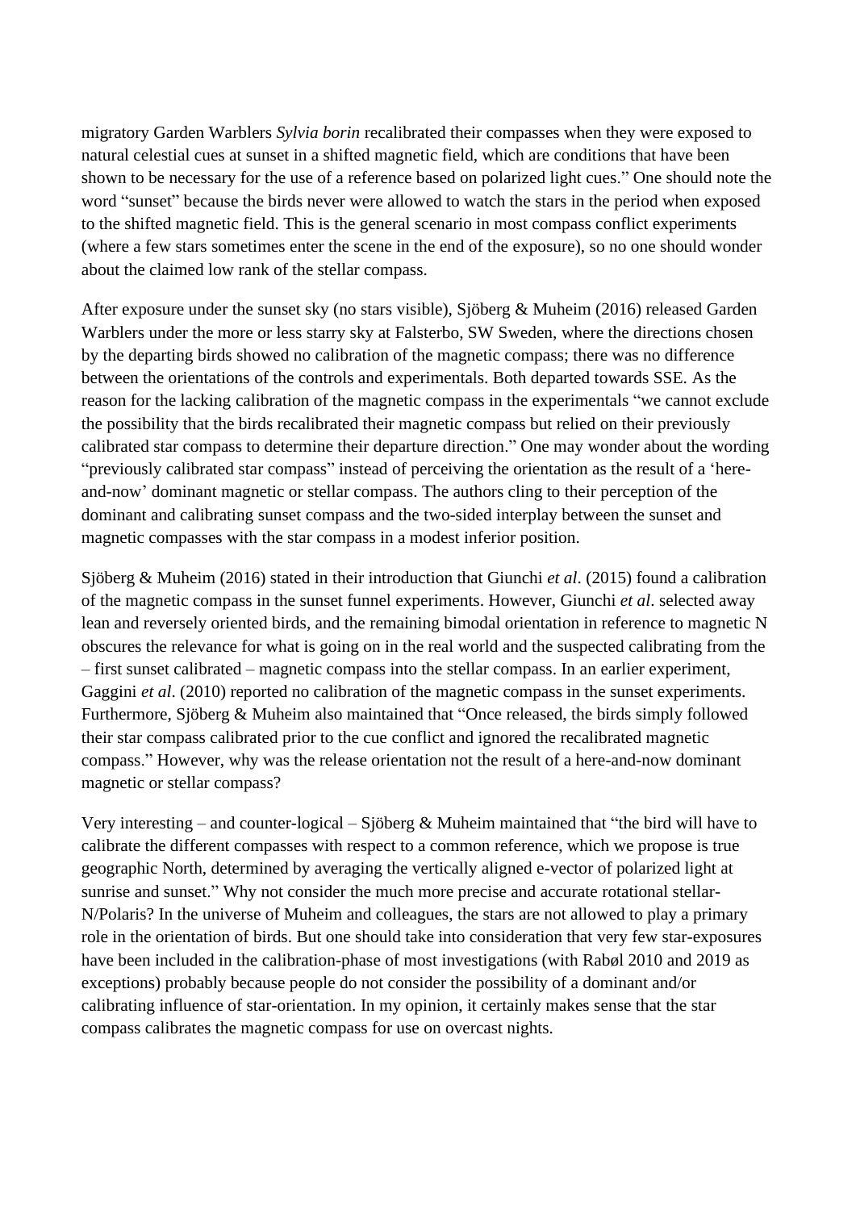migratory Garden Warblers *Sylvia borin* recalibrated their compasses when they were exposed to natural celestial cues at sunset in a shifted magnetic field, which are conditions that have been shown to be necessary for the use of a reference based on polarized light cues." One should note the word "sunset" because the birds never were allowed to watch the stars in the period when exposed to the shifted magnetic field. This is the general scenario in most compass conflict experiments (where a few stars sometimes enter the scene in the end of the exposure), so no one should wonder about the claimed low rank of the stellar compass.

After exposure under the sunset sky (no stars visible), Sjöberg & Muheim (2016) released Garden Warblers under the more or less starry sky at Falsterbo, SW Sweden, where the directions chosen by the departing birds showed no calibration of the magnetic compass; there was no difference between the orientations of the controls and experimentals. Both departed towards SSE. As the reason for the lacking calibration of the magnetic compass in the experimentals "we cannot exclude the possibility that the birds recalibrated their magnetic compass but relied on their previously calibrated star compass to determine their departure direction." One may wonder about the wording "previously calibrated star compass" instead of perceiving the orientation as the result of a 'here-and-now' dominant magnetic or stellar compass. The authors cling to their perception of the dominant and calibrating sunset compass and the two-sided interplay between the sunset and magnetic compasses with the star compass in a modest inferior position.

Sjöberg & Muheim (2016) stated in their introduction that Giunchi *et al*. (2015) found a calibration of the magnetic compass in the sunset funnel experiments. However, Giunchi *et al*. selected away lean and reversely oriented birds, and the remaining bimodal orientation in reference to magnetic N obscures the relevance for what is going on in the real world and the suspected calibrating from the – first sunset calibrated – magnetic compass into the stellar compass. In an earlier experiment, Gaggini *et al*. (2010) reported no calibration of the magnetic compass in the sunset experiments. Furthermore, Sjöberg & Muheim also maintained that "Once released, the birds simply followed their star compass calibrated prior to the cue conflict and ignored the recalibrated magnetic compass." However, why was the release orientation not the result of a here-and-now dominant magnetic or stellar compass?

Very interesting – and counter-logical – Sjöberg & Muheim maintained that "the bird will have to calibrate the different compasses with respect to a common reference, which we propose is true geographic North, determined by averaging the vertically aligned e-vector of polarized light at sunrise and sunset." Why not consider the much more precise and accurate rotational stellar-N/Polaris? In the universe of Muheim and colleagues, the stars are not allowed to play a primary role in the orientation of birds. But one should take into consideration that very few star-exposures have been included in the calibration-phase of most investigations (with Rabøl 2010 and 2019 as exceptions) probably because people do not consider the possibility of a dominant and/or calibrating influence of star-orientation. In my opinion, it certainly makes sense that the star compass calibrates the magnetic compass for use on overcast nights.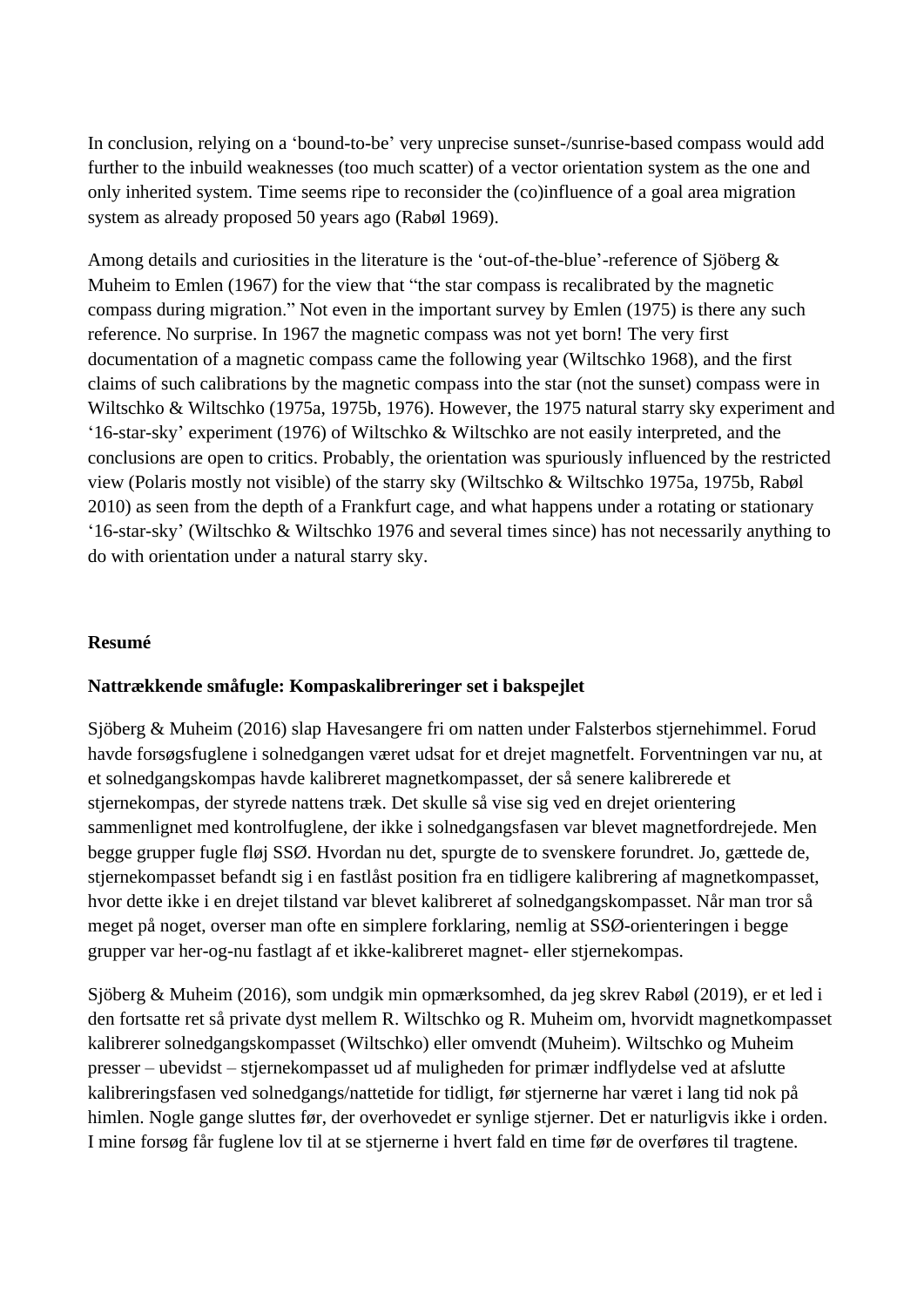In conclusion, relying on a 'bound-to-be' very unprecise sunset-/sunrise-based compass would add further to the inbuild weaknesses (too much scatter) of a vector orientation system as the one and only inherited system. Time seems ripe to reconsider the (co)influence of a goal area migration system as already proposed 50 years ago (Rabøl 1969).

Among details and curiosities in the literature is the 'out-of-the-blue'-reference of Sjöberg & Muheim to Emlen (1967) for the view that "the star compass is recalibrated by the magnetic compass during migration." Not even in the important survey by Emlen (1975) is there any such reference. No surprise. In 1967 the magnetic compass was not yet born! The very first documentation of a magnetic compass came the following year (Wiltschko 1968), and the first claims of such calibrations by the magnetic compass into the star (not the sunset) compass were in Wiltschko & Wiltschko (1975a, 1975b, 1976). However, the 1975 natural starry sky experiment and '16-star-sky' experiment (1976) of Wiltschko & Wiltschko are not easily interpreted, and the conclusions are open to critics. Probably, the orientation was spuriously influenced by the restricted view (Polaris mostly not visible) of the starry sky (Wiltschko & Wiltschko 1975a, 1975b, Rabøl 2010) as seen from the depth of a Frankfurt cage, and what happens under a rotating or stationary '16-star-sky' (Wiltschko & Wiltschko 1976 and several times since) has not necessarily anything to do with orientation under a natural starry sky.

## Resumé

### Nattrækkende småfugle: Kompaskalibreringer set i bakspejlet

Sjöberg & Muheim (2016) slap Havesangere fri om natten under Falsterbos stjernehimmel. Forud havde forsøgsfuglene i solnedgangen været udsat for et drejet magnetfelt. Forventningen var nu, at et solnedgangskompas havde kalibreret magnetkompasset, der så senere kalibrerede et stjernekompas, der styrede nattens træk. Det skulle så vise sig ved en drejet orientering sammenlignet med kontrolfuglene, der ikke i solnedgangsfasen var blevet magnetfordrejede. Men begge grupper fugle fløj SSØ. Hvordan nu det, spurgte de to svenskere forundret. Jo, gættede de, stjernekompasset befandt sig i en fastlåst position fra en tidligere kalibrering af magnetkompasset, hvor dette ikke i en drejet tilstand var blevet kalibreret af solnedgangskompasset. Når man tror så meget på noget, overser man ofte en simplere forklaring, nemlig at SSØ-orienteringen i begge grupper var her-og-nu fastlagt af et ikke-kalibreret magnet- eller stjernekompas.

Sjöberg & Muheim (2016), som undgik min opmærksomhed, da jeg skrev Rabøl (2019), er et led i den fortsatte ret så private dyst mellem R. Wiltschko og R. Muheim om, hvorvidt magnetkompasset kalibrerer solnedgangskompasset (Wiltschko) eller omvendt (Muheim). Wiltschko og Muheim presser – ubevidst – stjernekompasset ud af muligheden for primær indflydelse ved at afslutte kalibreringsfasen ved solnedgangs/nattetide for tidligt, før stjernerne har været i lang tid nok på himlen. Nogle gange sluttes før, der overhovedet er synlige stjerner. Det er naturligvis ikke i orden. I mine forsøg får fuglene lov til at se stjernerne i hvert fald en time før de overføres til tragtene.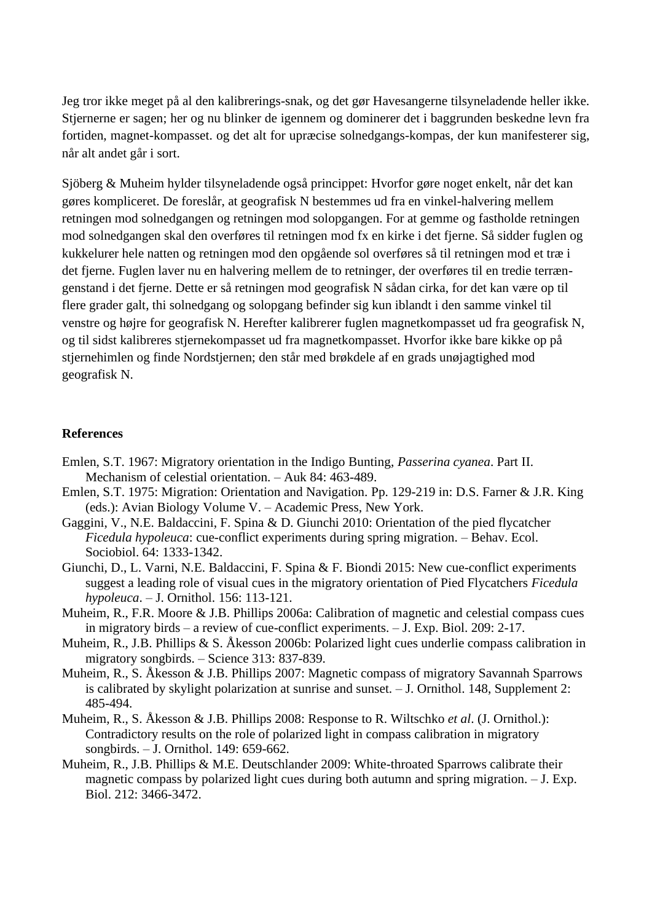Jeg tror ikke meget på al den kalibrerings-snak, og det gør Havesangerne tilsyneladende heller ikke. Stjernerne er sagen; her og nu blinker de igennem og dominerer det i baggrunden beskedne levn fra fortiden, magnet-kompasset. og det alt for upræcise solnedgangs-kompas, der kun manifesterer sig, når alt andet går i sort.

Sjöberg & Muheim hylder tilsyneladende også princippet: Hvorfor gøre noget enkelt, når det kan gøres kompliceret. De foreslår, at geografisk N bestemmes ud fra en vinkel-halvering mellem retningen mod solnedgangen og retningen mod solopgangen. For at gemme og fastholde retningen mod solnedgangen skal den overføres til retningen mod fx en kirke i det fjerne. Så sidder fuglen og kukkelurer hele natten og retningen mod den opgående sol overføres så til retningen mod et træ i det fjerne. Fuglen laver nu en halvering mellem de to retninger, der overføres til en tredie terræn-genstand i det fjerne. Dette er så retningen mod geografisk N sådan cirka, for det kan være op til flere grader galt, thi solnedgang og solopgang befinder sig kun iblandt i den samme vinkel til venstre og højre for geografisk N. Herefter kalibrerer fuglen magnetkompasset ud fra geografisk N, og til sidst kalibreres stjernekompasset ud fra magnetkompasset. Hvorfor ikke bare kikke op på stjernehimlen og finde Nordstjernen; den står med brøkdele af en grads unøjagtighed mod geografisk N.

**References**

Emlen, S.T. 1967: Migratory orientation in the Indigo Bunting, *Passerina cyanea*. Part II. Mechanism of celestial orientation. – Auk 84: 463-489.

Emlen, S.T. 1975: Migration: Orientation and Navigation. Pp. 129-219 in: D.S. Farner & J.R. King (eds.): Avian Biology Volume V. – Academic Press, New York.

Gaggini, V., N.E. Baldaccini, F. Spina & D. Giunchi 2010: Orientation of the pied flycatcher *Ficedula hypoleuca*: cue-conflict experiments during spring migration. – Behav. Ecol. Sociobiol. 64: 1333-1342.

Giunchi, D., L. Varni, N.E. Baldaccini, F. Spina & F. Biondi 2015: New cue-conflict experiments suggest a leading role of visual cues in the migratory orientation of Pied Flycatchers *Ficedula hypoleuca*. – J. Ornithol. 156: 113-121.

Muheim, R., F.R. Moore & J.B. Phillips 2006a: Calibration of magnetic and celestial compass cues in migratory birds – a review of cue-conflict experiments. – J. Exp. Biol. 209: 2-17.

Muheim, R., J.B. Phillips & S. Åkesson 2006b: Polarized light cues underlie compass calibration in migratory songbirds. – Science 313: 837-839.

Muheim, R., S. Åkesson & J.B. Phillips 2007: Magnetic compass of migratory Savannah Sparrows is calibrated by skylight polarization at sunrise and sunset. – J. Ornithol. 148, Supplement 2: 485-494.

Muheim, R., S. Åkesson & J.B. Phillips 2008: Response to R. Wiltschko *et al*. (J. Ornithol.): Contradictory results on the role of polarized light in compass calibration in migratory songbirds. – J. Ornithol. 149: 659-662.

Muheim, R., J.B. Phillips & M.E. Deutschlander 2009: White-throated Sparrows calibrate their magnetic compass by polarized light cues during both autumn and spring migration. – J. Exp. Biol. 212: 3466-3472.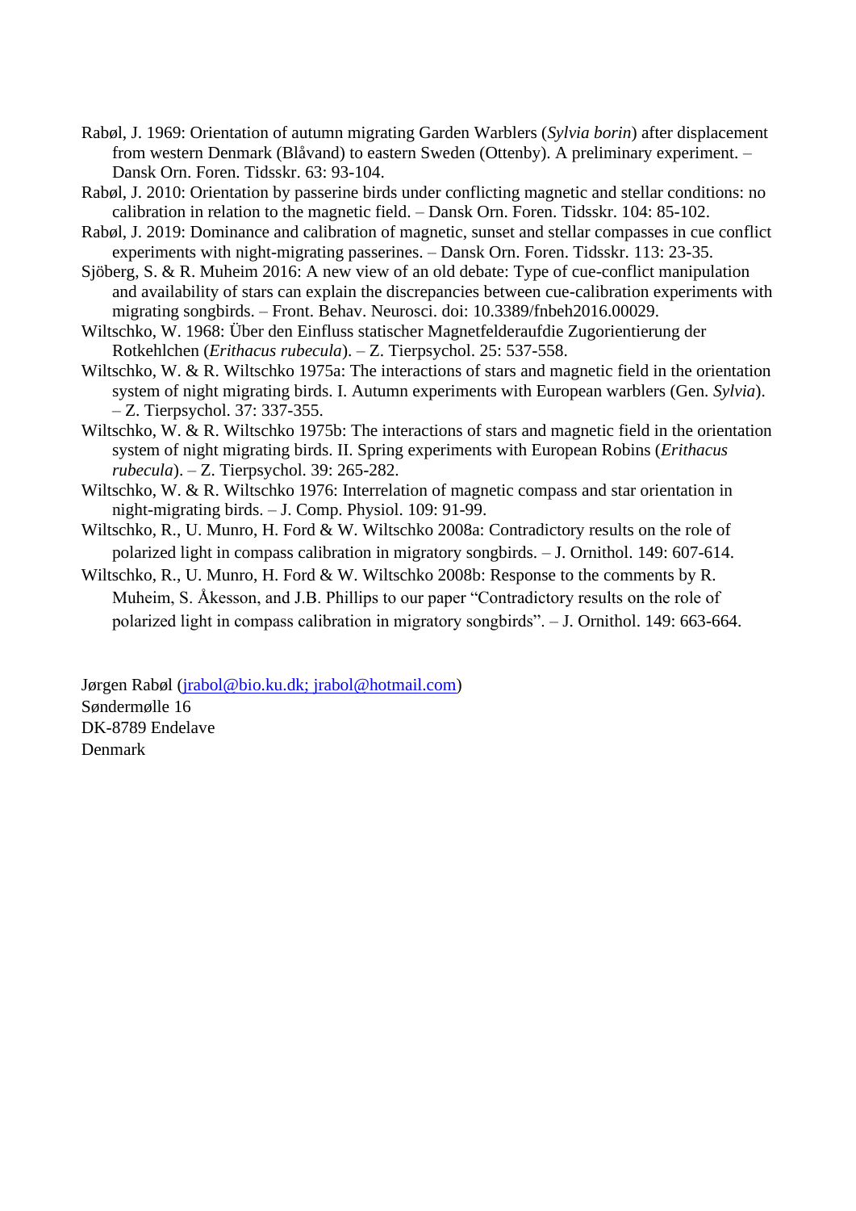Rabøl, J. 1969: Orientation of autumn migrating Garden Warblers (*Sylvia borin*) after displacement from western Denmark (Blåvand) to eastern Sweden (Ottenby). A preliminary experiment. – Dansk Orn. Foren. Tidsskr. 63: 93-104.

Rabøl, J. 2010: Orientation by passerine birds under conflicting magnetic and stellar conditions: no calibration in relation to the magnetic field. – Dansk Orn. Foren. Tidsskr. 104: 85-102.

Rabøl, J. 2019: Dominance and calibration of magnetic, sunset and stellar compasses in cue conflict experiments with night-migrating passerines. – Dansk Orn. Foren. Tidsskr. 113: 23-35.

Sjöberg, S. & R. Muheim 2016: A new view of an old debate: Type of cue-conflict manipulation and availability of stars can explain the discrepancies between cue-calibration experiments with migrating songbirds. – Front. Behav. Neurosci. doi: 10.3389/fnbeh2016.00029.

Wiltschko, W. 1968: Über den Einfluss statischer Magnetfelderaufdie Zugorientierung der Rotkehlchen (*Erithacus rubecula*). – Z. Tierpsychol. 25: 537-558.

Wiltschko, W. & R. Wiltschko 1975a: The interactions of stars and magnetic field in the orientation system of night migrating birds. I. Autumn experiments with European warblers (Gen. *Sylvia*). – Z. Tierpsychol. 37: 337-355.

Wiltschko, W. & R. Wiltschko 1975b: The interactions of stars and magnetic field in the orientation system of night migrating birds. II. Spring experiments with European Robins (*Erithacus rubecula*). – Z. Tierpsychol. 39: 265-282.

Wiltschko, W. & R. Wiltschko 1976: Interrelation of magnetic compass and star orientation in night-migrating birds. – J. Comp. Physiol. 109: 91-99.

Wiltschko, R., U. Munro, H. Ford & W. Wiltschko 2008a: Contradictory results on the role of polarized light in compass calibration in migratory songbirds. – J. Ornithol. 149: 607-614.

Wiltschko, R., U. Munro, H. Ford & W. Wiltschko 2008b: Response to the comments by R. Muheim, S. Åkesson, and J.B. Phillips to our paper "Contradictory results on the role of polarized light in compass calibration in migratory songbirds". – J. Ornithol. 149: 663-664.

Jørgen Rabøl (jrabol@bio.ku.dk; jrabol@hotmail.com)
Søndermølle 16
DK-8789 Endelave
Denmark